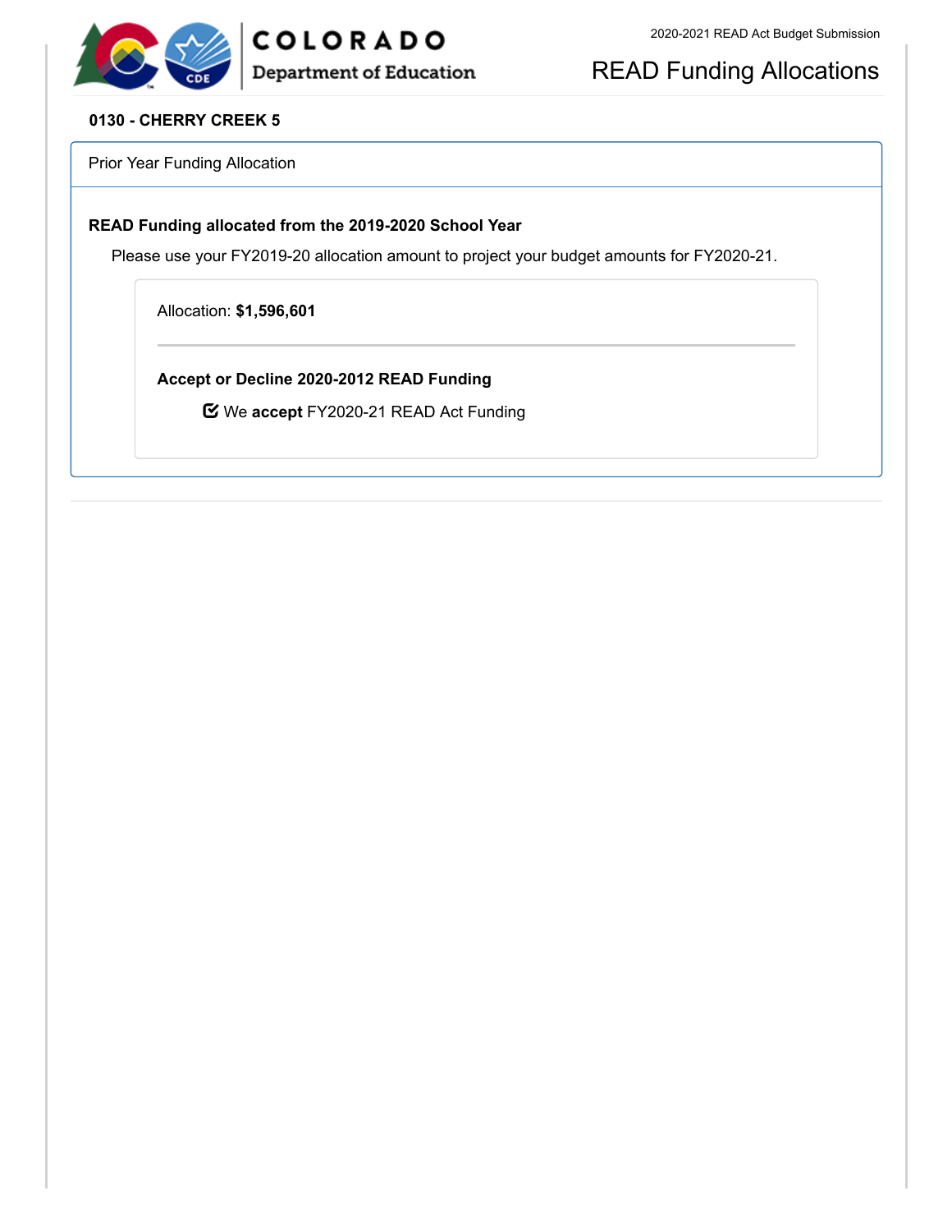# COLORADO Department of Education

2020-2021 READ Act Budget Submission

## READ Funding Allocations

**0130 - CHERRY CREEK 5**

### Prior Year Funding Allocation

**READ Funding allocated from the 2019-2020 School Year**

Please use your FY2019-20 allocation amount to project your budget amounts for FY2020-21.

Allocation: **$1,596,601**

---

**Accept or Decline 2020-2012 READ Funding**

☑ We **accept** FY2020-21 READ Act Funding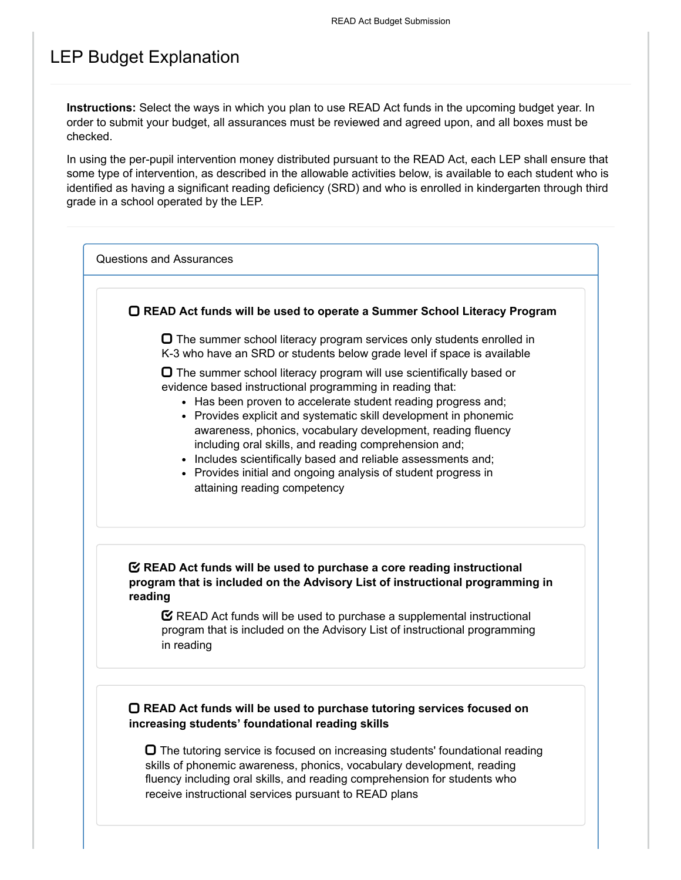# LEP Budget Explanation

**Instructions:** Select the ways in which you plan to use READ Act funds in the upcoming budget year. In order to submit your budget, all assurances must be reviewed and agreed upon, and all boxes must be checked.

In using the per-pupil intervention money distributed pursuant to the READ Act, each LEP shall ensure that some type of intervention, as described in the allowable activities below, is available to each student who is identified as having a significant reading deficiency (SRD) and who is enrolled in kindergarten through third grade in a school operated by the LEP.

---

Questions and Assurances

☐ **READ Act funds will be used to operate a Summer School Literacy Program**

> ☐ The summer school literacy program services only students enrolled in K-3 who have an SRD or students below grade level if space is available
>
> ☐ The summer school literacy program will use scientifically based or evidence based instructional programming in reading that:
>
> - Has been proven to accelerate student reading progress and;
> - Provides explicit and systematic skill development in phonemic awareness, phonics, vocabulary development, reading fluency including oral skills, and reading comprehension and;
> - Includes scientifically based and reliable assessments and;
> - Provides initial and ongoing analysis of student progress in attaining reading competency

☑ **READ Act funds will be used to purchase a core reading instructional program that is included on the Advisory List of instructional programming in reading**

> ☑ READ Act funds will be used to purchase a supplemental instructional program that is included on the Advisory List of instructional programming in reading

☐ **READ Act funds will be used to purchase tutoring services focused on increasing students' foundational reading skills**

> ☐ The tutoring service is focused on increasing students' foundational reading skills of phonemic awareness, phonics, vocabulary development, reading fluency including oral skills, and reading comprehension for students who receive instructional services pursuant to READ plans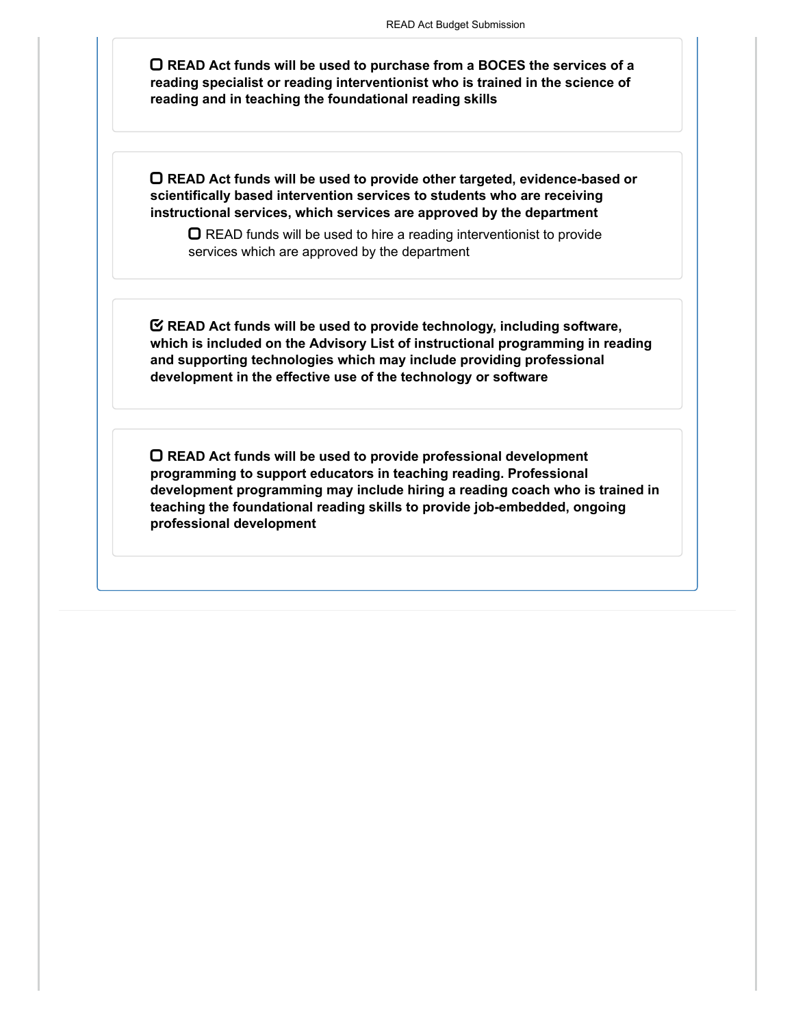- [ ] **READ Act funds will be used to purchase from a BOCES the services of a reading specialist or reading interventionist who is trained in the science of reading and in teaching the foundational reading skills**

- [ ] **READ Act funds will be used to provide other targeted, evidence-based or scientifically based intervention services to students who are receiving instructional services, which services are approved by the department**
  - [ ] READ funds will be used to hire a reading interventionist to provide services which are approved by the department

- [x] **READ Act funds will be used to provide technology, including software, which is included on the Advisory List of instructional programming in reading and supporting technologies which may include providing professional development in the effective use of the technology or software**

- [ ] **READ Act funds will be used to provide professional development programming to support educators in teaching reading. Professional development programming may include hiring a reading coach who is trained in teaching the foundational reading skills to provide job-embedded, ongoing professional development**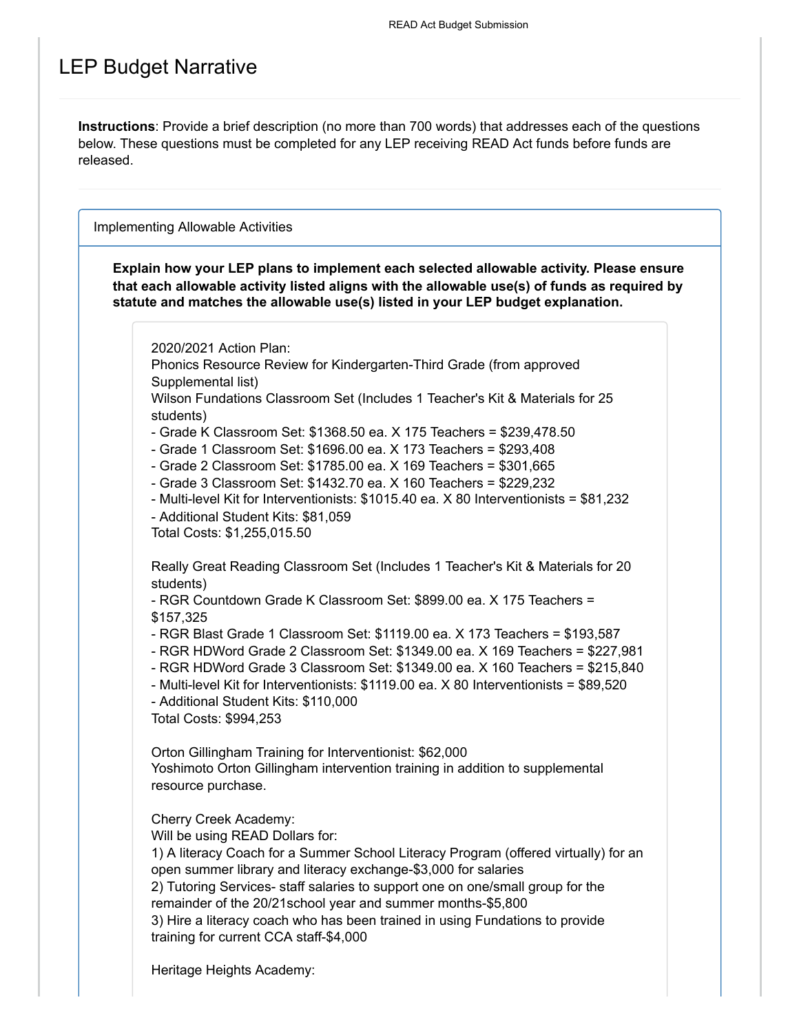# LEP Budget Narrative

**Instructions**: Provide a brief description (no more than 700 words) that addresses each of the questions below. These questions must be completed for any LEP receiving READ Act funds before funds are released.

## Implementing Allowable Activities

**Explain how your LEP plans to implement each selected allowable activity. Please ensure that each allowable activity listed aligns with the allowable use(s) of funds as required by statute and matches the allowable use(s) listed in your LEP budget explanation.**

2020/2021 Action Plan:
Phonics Resource Review for Kindergarten-Third Grade (from approved Supplemental list)
Wilson Fundations Classroom Set (Includes 1 Teacher's Kit & Materials for 25 students)
- Grade K Classroom Set: $1368.50 ea. X 175 Teachers = $239,478.50
- Grade 1 Classroom Set: $1696.00 ea. X 173 Teachers = $293,408
- Grade 2 Classroom Set: $1785.00 ea. X 169 Teachers = $301,665
- Grade 3 Classroom Set: $1432.70 ea. X 160 Teachers = $229,232
- Multi-level Kit for Interventionists: $1015.40 ea. X 80 Interventionists = $81,232
- Additional Student Kits: $81,059

Total Costs: $1,255,015.50

Really Great Reading Classroom Set (Includes 1 Teacher's Kit & Materials for 20 students)
- RGR Countdown Grade K Classroom Set: $899.00 ea. X 175 Teachers = $157,325
- RGR Blast Grade 1 Classroom Set: $1119.00 ea. X 173 Teachers = $193,587
- RGR HDWord Grade 2 Classroom Set: $1349.00 ea. X 169 Teachers = $227,981
- RGR HDWord Grade 3 Classroom Set: $1349.00 ea. X 160 Teachers = $215,840
- Multi-level Kit for Interventionists: $1119.00 ea. X 80 Interventionists = $89,520
- Additional Student Kits: $110,000

Total Costs: $994,253

Orton Gillingham Training for Interventionist: $62,000
Yoshimoto Orton Gillingham intervention training in addition to supplemental resource purchase.

Cherry Creek Academy:
Will be using READ Dollars for:
1) A literacy Coach for a Summer School Literacy Program (offered virtually) for an open summer library and literacy exchange-$3,000 for salaries
2) Tutoring Services- staff salaries to support one on one/small group for the remainder of the 20/21school year and summer months-$5,800
3) Hire a literacy coach who has been trained in using Fundations to provide training for current CCA staff-$4,000

Heritage Heights Academy: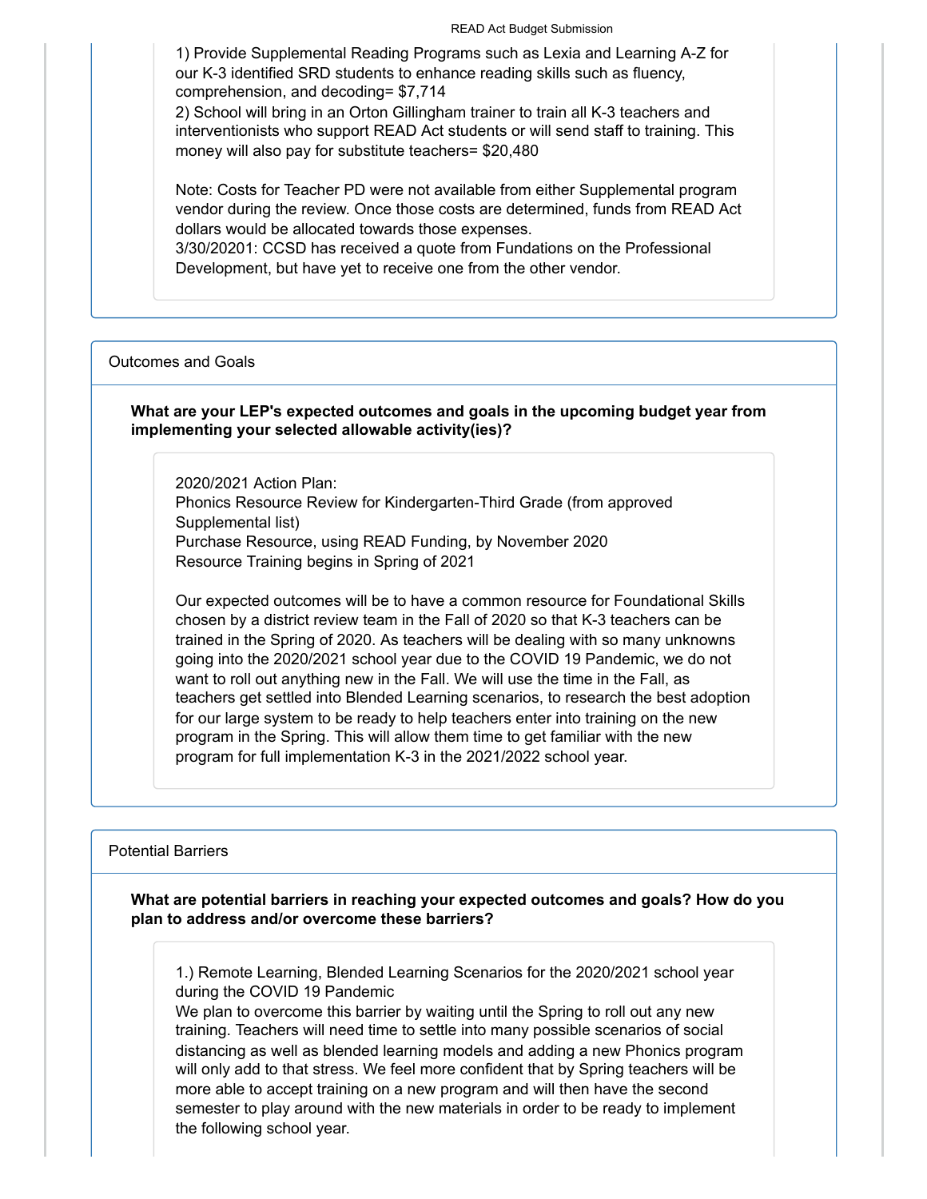1) Provide Supplemental Reading Programs such as Lexia and Learning A-Z for our K-3 identified SRD students to enhance reading skills such as fluency, comprehension, and decoding= $7,714
2) School will bring in an Orton Gillingham trainer to train all K-3 teachers and interventionists who support READ Act students or will send staff to training. This money will also pay for substitute teachers= $20,480

Note: Costs for Teacher PD were not available from either Supplemental program vendor during the review. Once those costs are determined, funds from READ Act dollars would be allocated towards those expenses.
3/30/20201: CCSD has received a quote from Fundations on the Professional Development, but have yet to receive one from the other vendor.

## Outcomes and Goals

**What are your LEP's expected outcomes and goals in the upcoming budget year from implementing your selected allowable activity(ies)?**

2020/2021 Action Plan:
Phonics Resource Review for Kindergarten-Third Grade (from approved Supplemental list)
Purchase Resource, using READ Funding, by November 2020
Resource Training begins in Spring of 2021

Our expected outcomes will be to have a common resource for Foundational Skills chosen by a district review team in the Fall of 2020 so that K-3 teachers can be trained in the Spring of 2020. As teachers will be dealing with so many unknowns going into the 2020/2021 school year due to the COVID 19 Pandemic, we do not want to roll out anything new in the Fall. We will use the time in the Fall, as teachers get settled into Blended Learning scenarios, to research the best adoption for our large system to be ready to help teachers enter into training on the new program in the Spring. This will allow them time to get familiar with the new program for full implementation K-3 in the 2021/2022 school year.

## Potential Barriers

**What are potential barriers in reaching your expected outcomes and goals? How do you plan to address and/or overcome these barriers?**

1.) Remote Learning, Blended Learning Scenarios for the 2020/2021 school year during the COVID 19 Pandemic
We plan to overcome this barrier by waiting until the Spring to roll out any new training. Teachers will need time to settle into many possible scenarios of social distancing as well as blended learning models and adding a new Phonics program will only add to that stress. We feel more confident that by Spring teachers will be more able to accept training on a new program and will then have the second semester to play around with the new materials in order to be ready to implement the following school year.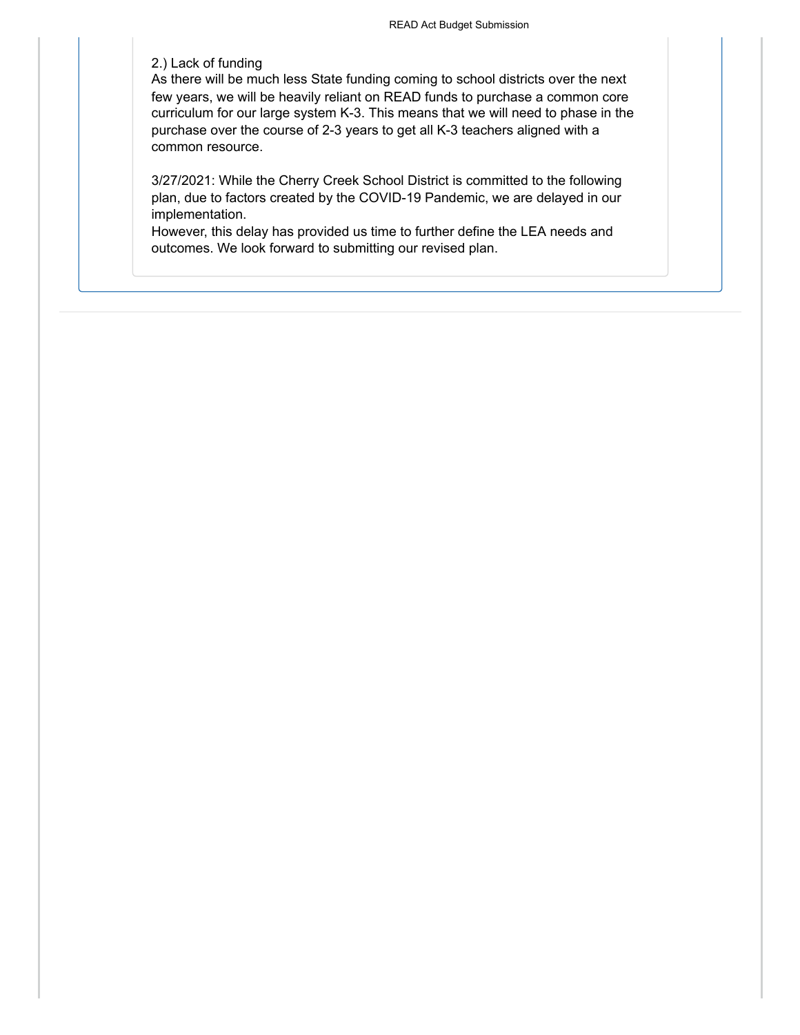2.) Lack of funding
As there will be much less State funding coming to school districts over the next few years, we will be heavily reliant on READ funds to purchase a common core curriculum for our large system K-3. This means that we will need to phase in the purchase over the course of 2-3 years to get all K-3 teachers aligned with a common resource.

3/27/2021: While the Cherry Creek School District is committed to the following plan, due to factors created by the COVID-19 Pandemic, we are delayed in our implementation.
However, this delay has provided us time to further define the LEA needs and outcomes. We look forward to submitting our revised plan.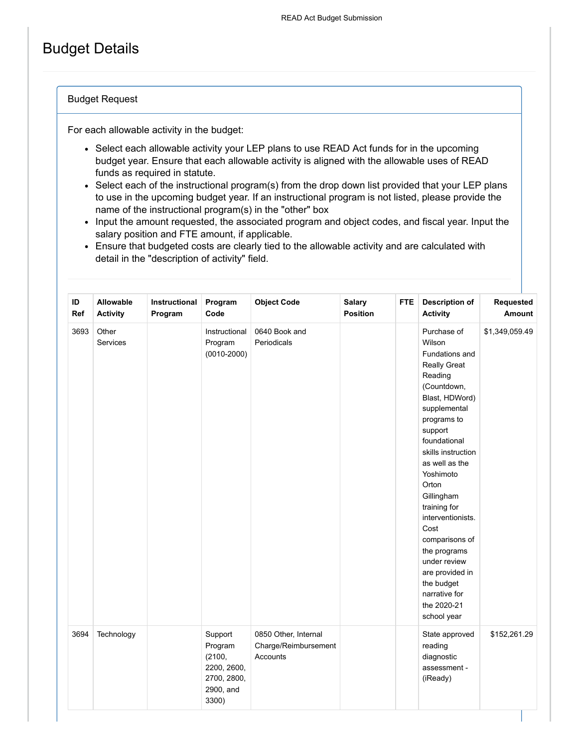# Budget Details

## Budget Request

For each allowable activity in the budget:

- Select each allowable activity your LEP plans to use READ Act funds for in the upcoming budget year. Ensure that each allowable activity is aligned with the allowable uses of READ funds as required in statute.
- Select each of the instructional program(s) from the drop down list provided that your LEP plans to use in the upcoming budget year. If an instructional program is not listed, please provide the name of the instructional program(s) in the "other" box
- Input the amount requested, the associated program and object codes, and fiscal year. Input the salary position and FTE amount, if applicable.
- Ensure that budgeted costs are clearly tied to the allowable activity and are calculated with detail in the "description of activity" field.

| ID Ref | Allowable Activity | Instructional Program | Program Code | Object Code | Salary Position | FTE | Description of Activity | Requested Amount |
|---|---|---|---|---|---|---|---|---|
| 3693 | Other Services | | Instructional Program (0010-2000) | 0640 Book and Periodicals | | | Purchase of Wilson Fundations and Really Great Reading (Countdown, Blast, HDWord) supplemental programs to support foundational skills instruction as well as the Yoshimoto Orton Gillingham training for interventionists. Cost comparisons of the programs under review are provided in the budget narrative for the 2020-21 school year | $1,349,059.49 |
| 3694 | Technology | | Support Program (2100, 2200, 2600, 2700, 2800, 2900, and 3300) | 0850 Other, Internal Charge/Reimbursement Accounts | | | State approved reading diagnostic assessment - (iReady) | $152,261.29 |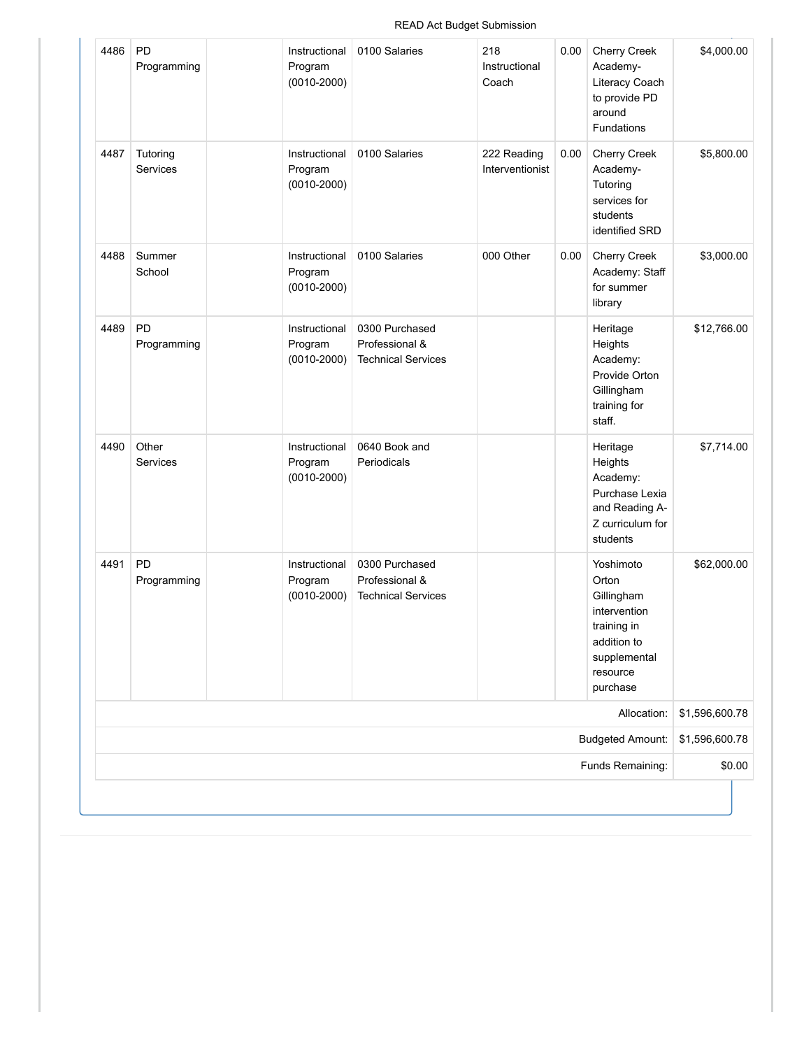| 4486 | PD Programming | | Instructional Program (0010-2000) | 0100 Salaries | 218 Instructional Coach | 0.00 | Cherry Creek Academy- Literacy Coach to provide PD around Fundations | $4,000.00 |
|---|---|---|---|---|---|---|---|---|
| 4487 | Tutoring Services | | Instructional Program (0010-2000) | 0100 Salaries | 222 Reading Interventionist | 0.00 | Cherry Creek Academy- Tutoring services for students identified SRD | $5,800.00 |
| 4488 | Summer School | | Instructional Program (0010-2000) | 0100 Salaries | 000 Other | 0.00 | Cherry Creek Academy: Staff for summer library | $3,000.00 |
| 4489 | PD Programming | | Instructional Program (0010-2000) | 0300 Purchased Professional & Technical Services | | | Heritage Heights Academy: Provide Orton Gillingham training for staff. | $12,766.00 |
| 4490 | Other Services | | Instructional Program (0010-2000) | 0640 Book and Periodicals | | | Heritage Heights Academy: Purchase Lexia and Reading A-Z curriculum for students | $7,714.00 |
| 4491 | PD Programming | | Instructional Program (0010-2000) | 0300 Purchased Professional & Technical Services | | | Yoshimoto Orton Gillingham intervention training in addition to supplemental resource purchase | $62,000.00 |
| | | | | | | | Allocation: | $1,596,600.78 |
| | | | | | | | Budgeted Amount: | $1,596,600.78 |
| | | | | | | | Funds Remaining: | $0.00 |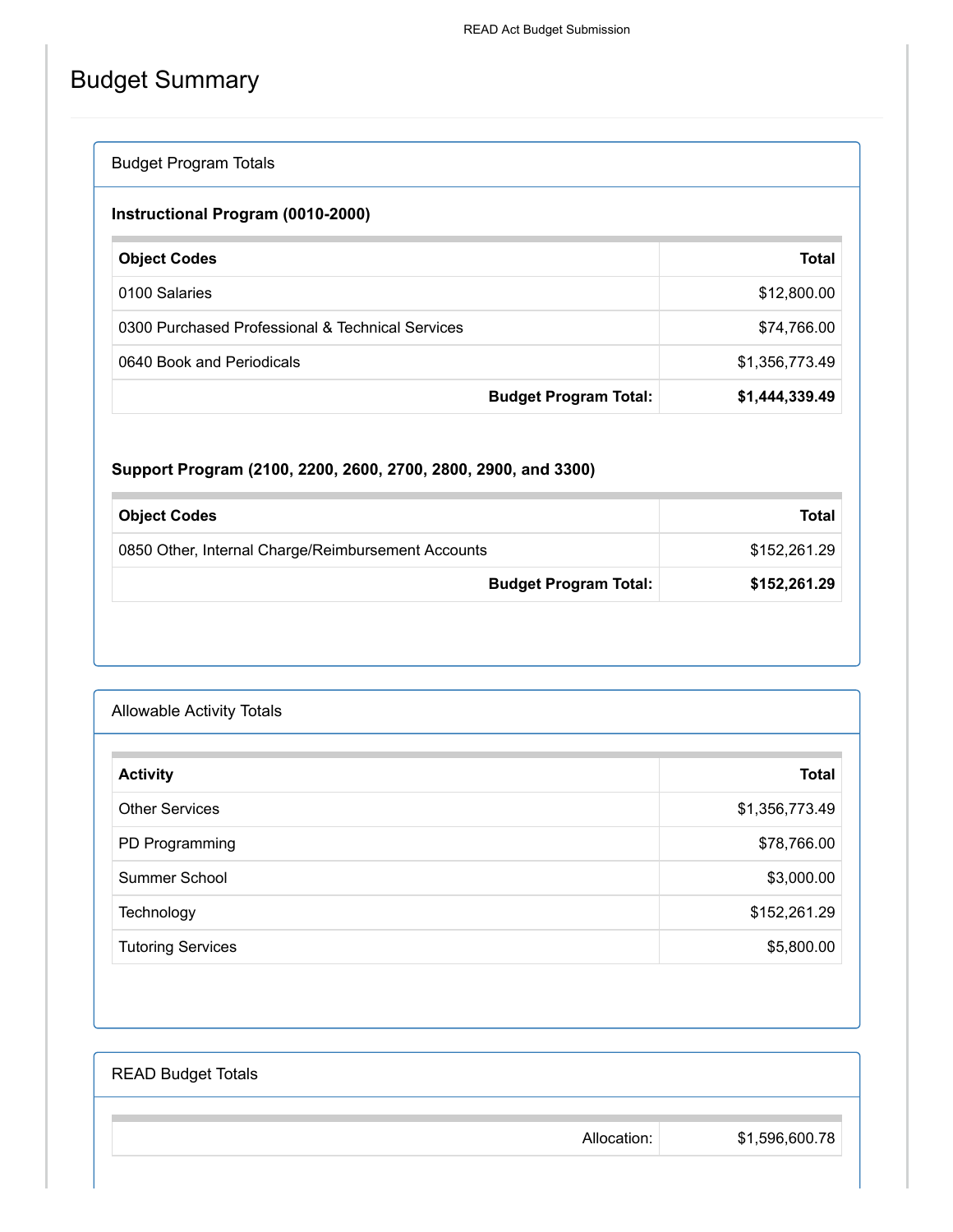# Budget Summary

## Budget Program Totals

### Instructional Program (0010-2000)

| Object Codes | Total |
|---|---:|
| 0100 Salaries | $12,800.00 |
| 0300 Purchased Professional & Technical Services | $74,766.00 |
| 0640 Book and Periodicals | $1,356,773.49 |
| **Budget Program Total:** | **$1,444,339.49** |

### Support Program (2100, 2200, 2600, 2700, 2800, 2900, and 3300)

| Object Codes | Total |
|---|---:|
| 0850 Other, Internal Charge/Reimbursement Accounts | $152,261.29 |
| **Budget Program Total:** | **$152,261.29** |

## Allowable Activity Totals

| Activity | Total |
|---|---:|
| Other Services | $1,356,773.49 |
| PD Programming | $78,766.00 |
| Summer School | $3,000.00 |
| Technology | $152,261.29 |
| Tutoring Services | $5,800.00 |

## READ Budget Totals

| | |
|---:|---:|
| Allocation: | $1,596,600.78 |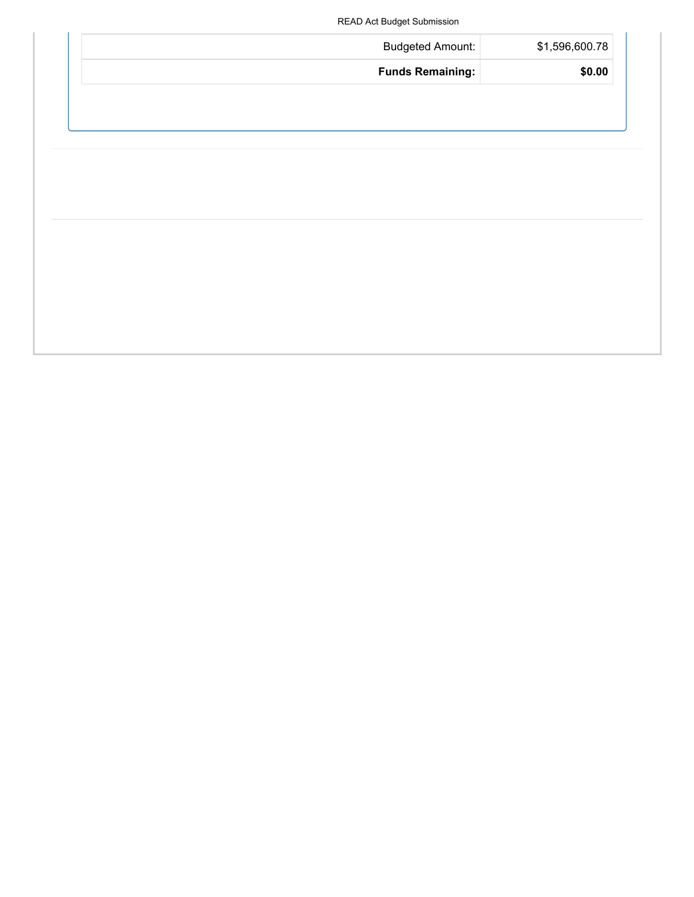| | |
|---|---|
| Budgeted Amount: | $1,596,600.78 |
| **Funds Remaining:** | **$0.00** |